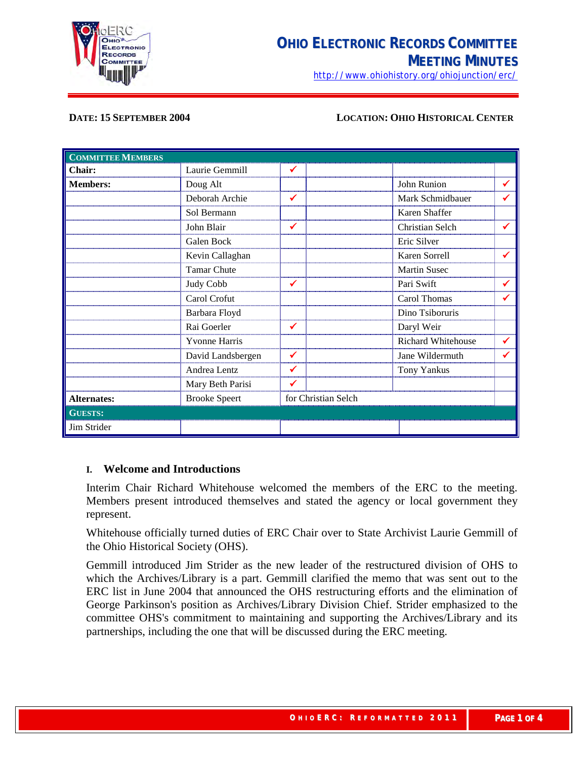# Ohio Electronic Records Committee Meeting Minutes

http://www.ohiohistory.org/ohiojunction/erc/

**DATE: 15 SEPTEMBER 2004** **LOCATION: OHIO HISTORICAL CENTER**

| COMMITTEE MEMBERS | | | | | |
|---|---|---|---|---|---|
| **Chair:** | Laurie Gemmill | ✔ | | | |
| **Members:** | Doug Alt | | | John Runion | ✔ |
| | Deborah Archie | ✔ | | Mark Schmidbauer | ✔ |
| | Sol Bermann | | | Karen Shaffer | |
| | John Blair | ✔ | | Christian Selch | ✔ |
| | Galen Bock | | | Eric Silver | |
| | Kevin Callaghan | | | Karen Sorrell | ✔ |
| | Tamar Chute | | | Martin Susec | |
| | Judy Cobb | ✔ | | Pari Swift | ✔ |
| | Carol Crofut | | | Carol Thomas | ✔ |
| | Barbara Floyd | | | Dino Tsiboruris | |
| | Rai Goerler | ✔ | | Daryl Weir | |
| | Yvonne Harris | | | Richard Whitehouse | ✔ |
| | David Landsbergen | ✔ | | Jane Wildermuth | ✔ |
| | Andrea Lentz | ✔ | | Tony Yankus | |
| | Mary Beth Parisi | ✔ | | | |
| **Alternates:** | Brooke Speert | for Christian Selch | | | |
| **GUESTS:** | | | | | |
| Jim Strider | | | | | |

## I. Welcome and Introductions

Interim Chair Richard Whitehouse welcomed the members of the ERC to the meeting. Members present introduced themselves and stated the agency or local government they represent.

Whitehouse officially turned duties of ERC Chair over to State Archivist Laurie Gemmill of the Ohio Historical Society (OHS).

Gemmill introduced Jim Strider as the new leader of the restructured division of OHS to which the Archives/Library is a part. Gemmill clarified the memo that was sent out to the ERC list in June 2004 that announced the OHS restructuring efforts and the elimination of George Parkinson's position as Archives/Library Division Chief. Strider emphasized to the committee OHS's commitment to maintaining and supporting the Archives/Library and its partnerships, including the one that will be discussed during the ERC meeting.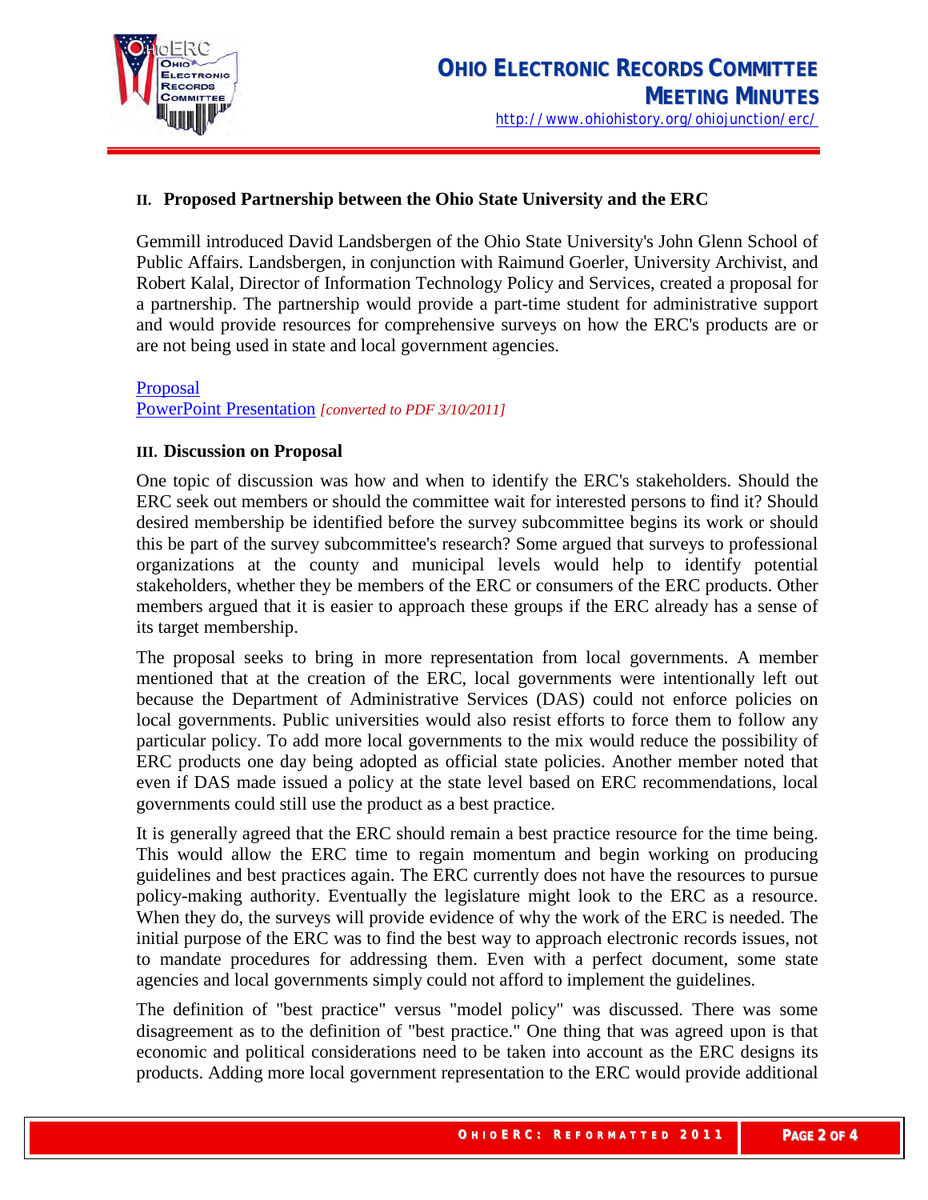## II. Proposed Partnership between the Ohio State University and the ERC

Gemmill introduced David Landsbergen of the Ohio State University's John Glenn School of Public Affairs. Landsbergen, in conjunction with Raimund Goerler, University Archivist, and Robert Kalal, Director of Information Technology Policy and Services, created a proposal for a partnership. The partnership would provide a part-time student for administrative support and would provide resources for comprehensive surveys on how the ERC's products are or are not being used in state and local government agencies.

Proposal
PowerPoint Presentation *[converted to PDF 3/10/2011]*

## III. Discussion on Proposal

One topic of discussion was how and when to identify the ERC's stakeholders. Should the ERC seek out members or should the committee wait for interested persons to find it? Should desired membership be identified before the survey subcommittee begins its work or should this be part of the survey subcommittee's research? Some argued that surveys to professional organizations at the county and municipal levels would help to identify potential stakeholders, whether they be members of the ERC or consumers of the ERC products. Other members argued that it is easier to approach these groups if the ERC already has a sense of its target membership.

The proposal seeks to bring in more representation from local governments. A member mentioned that at the creation of the ERC, local governments were intentionally left out because the Department of Administrative Services (DAS) could not enforce policies on local governments. Public universities would also resist efforts to force them to follow any particular policy. To add more local governments to the mix would reduce the possibility of ERC products one day being adopted as official state policies. Another member noted that even if DAS made issued a policy at the state level based on ERC recommendations, local governments could still use the product as a best practice.

It is generally agreed that the ERC should remain a best practice resource for the time being. This would allow the ERC time to regain momentum and begin working on producing guidelines and best practices again. The ERC currently does not have the resources to pursue policy-making authority. Eventually the legislature might look to the ERC as a resource. When they do, the surveys will provide evidence of why the work of the ERC is needed. The initial purpose of the ERC was to find the best way to approach electronic records issues, not to mandate procedures for addressing them. Even with a perfect document, some state agencies and local governments simply could not afford to implement the guidelines.

The definition of "best practice" versus "model policy" was discussed. There was some disagreement as to the definition of "best practice." One thing that was agreed upon is that economic and political considerations need to be taken into account as the ERC designs its products. Adding more local government representation to the ERC would provide additional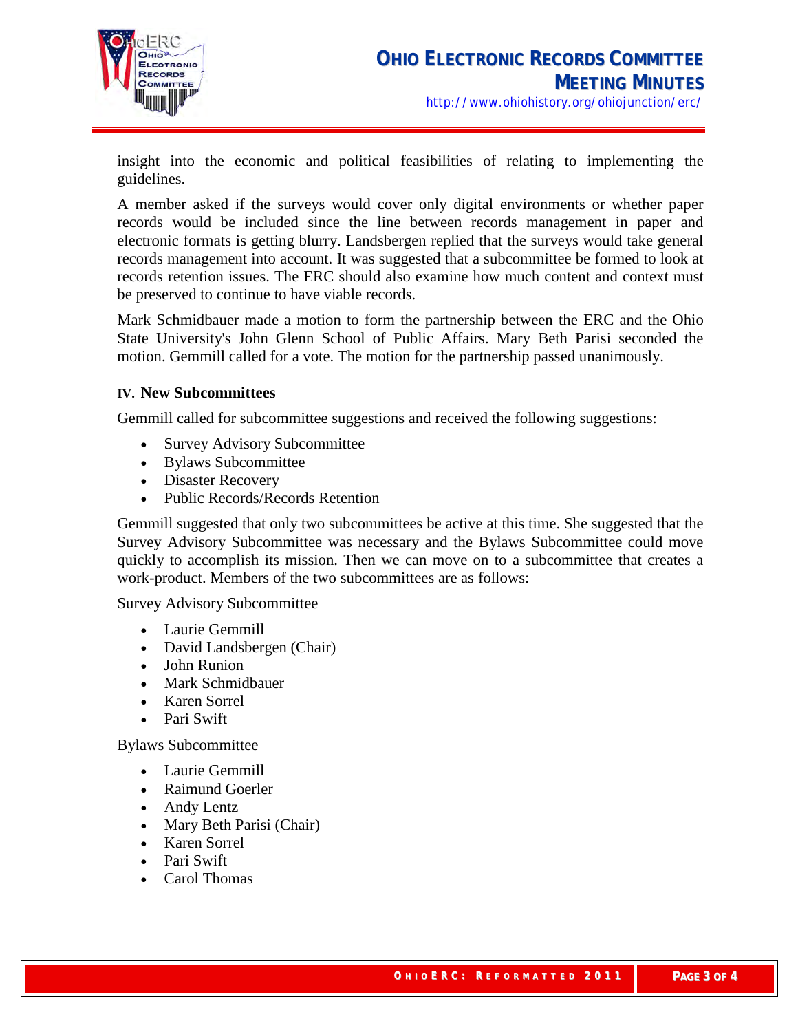insight into the economic and political feasibilities of relating to implementing the guidelines.

A member asked if the surveys would cover only digital environments or whether paper records would be included since the line between records management in paper and electronic formats is getting blurry. Landsbergen replied that the surveys would take general records management into account. It was suggested that a subcommittee be formed to look at records retention issues. The ERC should also examine how much content and context must be preserved to continue to have viable records.

Mark Schmidbauer made a motion to form the partnership between the ERC and the Ohio State University's John Glenn School of Public Affairs. Mary Beth Parisi seconded the motion. Gemmill called for a vote. The motion for the partnership passed unanimously.

## IV. New Subcommittees

Gemmill called for subcommittee suggestions and received the following suggestions:

- Survey Advisory Subcommittee
- Bylaws Subcommittee
- Disaster Recovery
- Public Records/Records Retention

Gemmill suggested that only two subcommittees be active at this time. She suggested that the Survey Advisory Subcommittee was necessary and the Bylaws Subcommittee could move quickly to accomplish its mission. Then we can move on to a subcommittee that creates a work-product. Members of the two subcommittees are as follows:

Survey Advisory Subcommittee

- Laurie Gemmill
- David Landsbergen (Chair)
- John Runion
- Mark Schmidbauer
- Karen Sorrel
- Pari Swift

Bylaws Subcommittee

- Laurie Gemmill
- Raimund Goerler
- Andy Lentz
- Mary Beth Parisi (Chair)
- Karen Sorrel
- Pari Swift
- Carol Thomas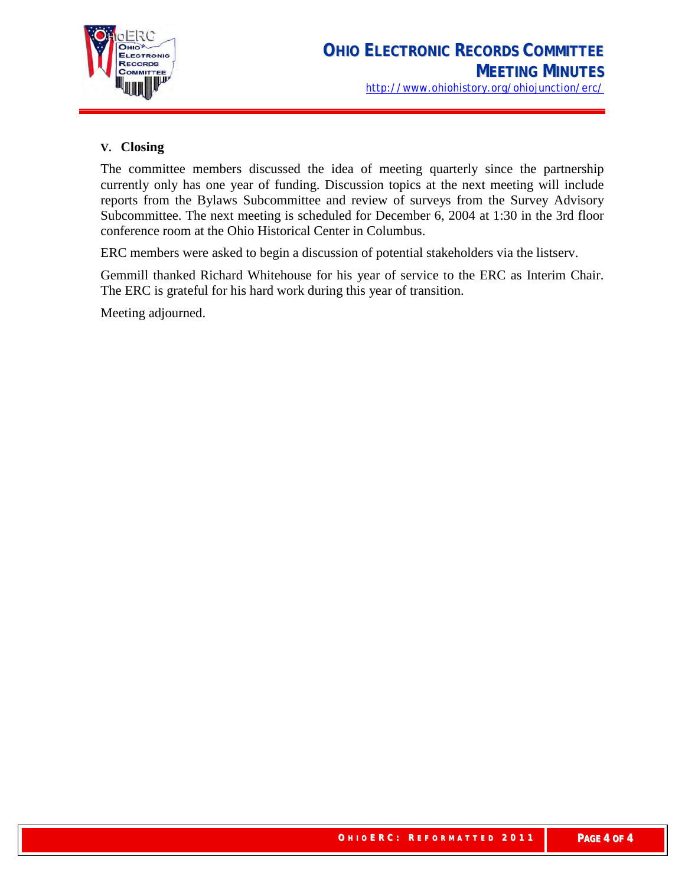## V. Closing

The committee members discussed the idea of meeting quarterly since the partnership currently only has one year of funding. Discussion topics at the next meeting will include reports from the Bylaws Subcommittee and review of surveys from the Survey Advisory Subcommittee. The next meeting is scheduled for December 6, 2004 at 1:30 in the 3rd floor conference room at the Ohio Historical Center in Columbus.

ERC members were asked to begin a discussion of potential stakeholders via the listserv.

Gemmill thanked Richard Whitehouse for his year of service to the ERC as Interim Chair. The ERC is grateful for his hard work during this year of transition.

Meeting adjourned.